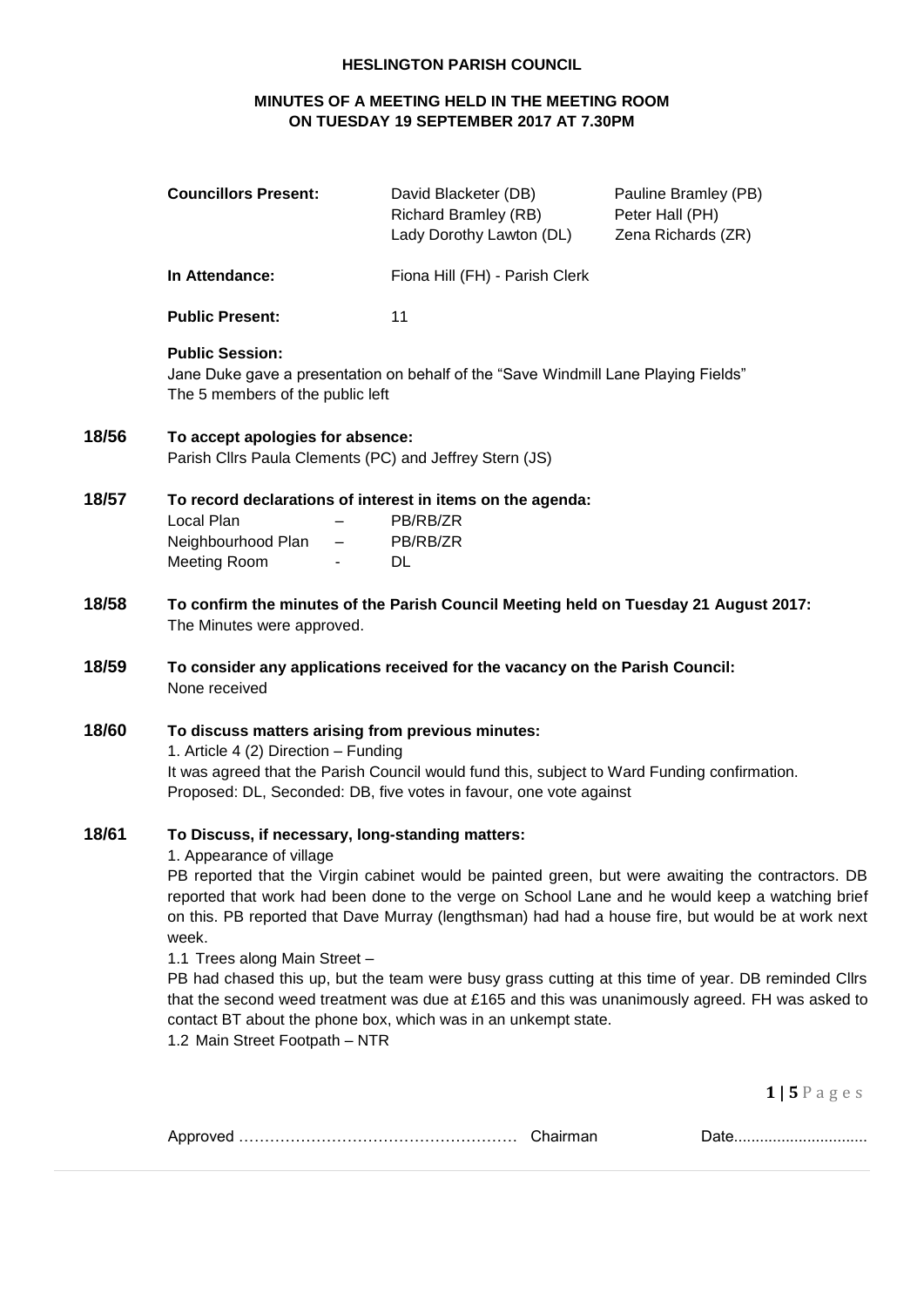**HESLINGTON PARISH COUNCIL**

**MINUTES OF A MEETING HELD IN THE MEETING ROOM ON TUESDAY 19 SEPTEMBER 2017 AT 7.30PM**

| **Councillors Present:** | David Blacketer (DB) | Pauline Bramley (PB) |
|---|---|---|
| | Richard Bramley (RB) | Peter Hall (PH) |
| | Lady Dorothy Lawton (DL) | Zena Richards (ZR) |
| **In Attendance:** | Fiona Hill (FH) - Parish Clerk | |
| **Public Present:** | 11 | |

**Public Session:**

Jane Duke gave a presentation on behalf of the "Save Windmill Lane Playing Fields"
The 5 members of the public left

**18/56 To accept apologies for absence:**

Parish Cllrs Paula Clements (PC) and Jeffrey Stern (JS)

**18/57 To record declarations of interest in items on the agenda:**

| | | |
|---|---|---|
| Local Plan | – | PB/RB/ZR |
| Neighbourhood Plan | – | PB/RB/ZR |
| Meeting Room | - | DL |

**18/58 To confirm the minutes of the Parish Council Meeting held on Tuesday 21 August 2017:**

The Minutes were approved.

**18/59 To consider any applications received for the vacancy on the Parish Council:**

None received

**18/60 To discuss matters arising from previous minutes:**

1. Article 4 (2) Direction – Funding

It was agreed that the Parish Council would fund this, subject to Ward Funding confirmation.
Proposed: DL, Seconded: DB, five votes in favour, one vote against

**18/61 To Discuss, if necessary, long-standing matters:**

1. Appearance of village

PB reported that the Virgin cabinet would be painted green, but were awaiting the contractors. DB reported that work had been done to the verge on School Lane and he would keep a watching brief on this. PB reported that Dave Murray (lengthsman) had had a house fire, but would be at work next week.

1.1 Trees along Main Street –

PB had chased this up, but the team were busy grass cutting at this time of year. DB reminded Cllrs that the second weed treatment was due at £165 and this was unanimously agreed. FH was asked to contact BT about the phone box, which was in an unkempt state.

1.2 Main Street Footpath – NTR

Approved ……………………………………………… Chairman Date...............................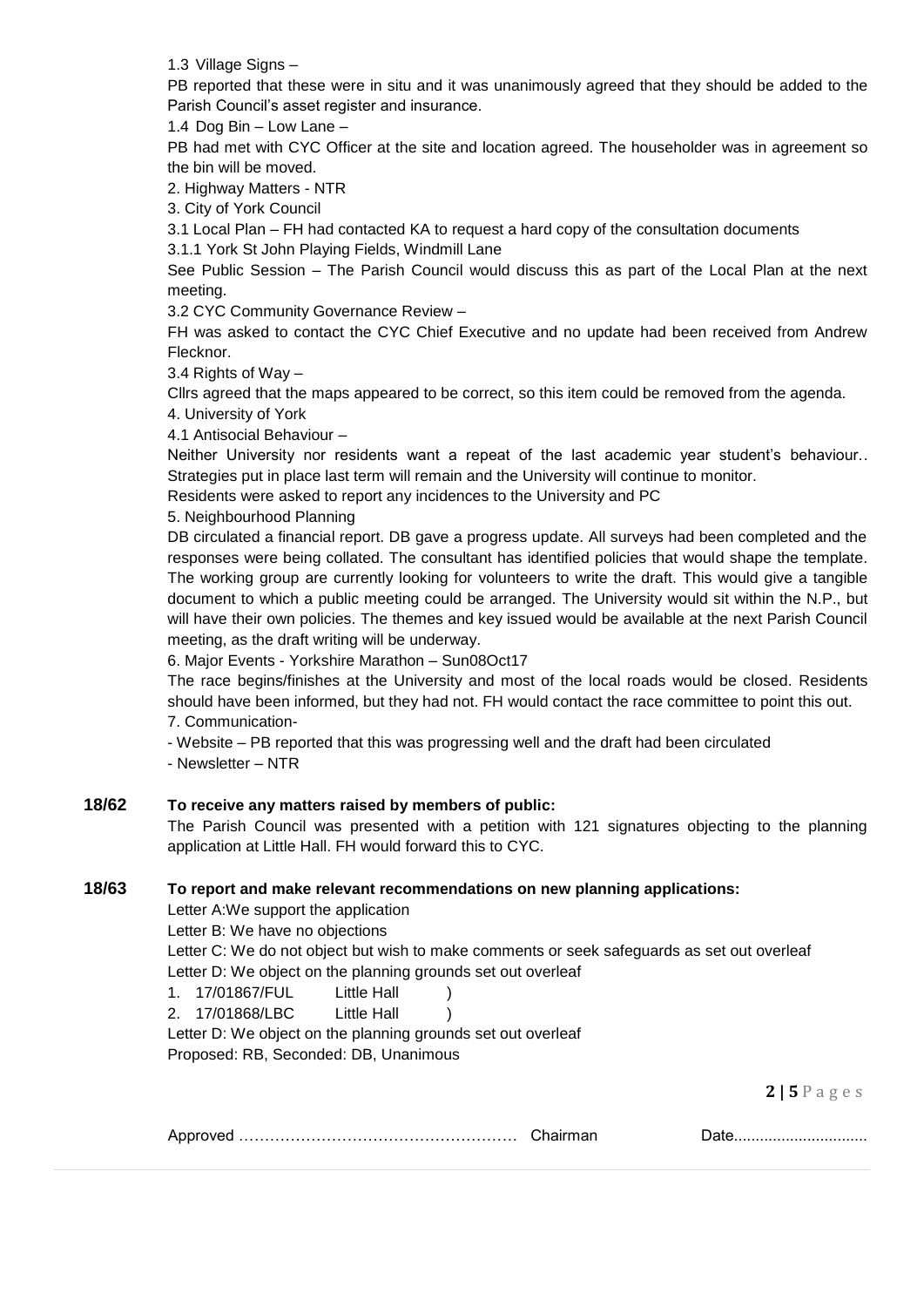1.3 Village Signs –

PB reported that these were in situ and it was unanimously agreed that they should be added to the Parish Council's asset register and insurance.

1.4 Dog Bin – Low Lane –

PB had met with CYC Officer at the site and location agreed. The householder was in agreement so the bin will be moved.

2. Highway Matters - NTR

3. City of York Council

3.1 Local Plan – FH had contacted KA to request a hard copy of the consultation documents

3.1.1 York St John Playing Fields, Windmill Lane

See Public Session – The Parish Council would discuss this as part of the Local Plan at the next meeting.

3.2 CYC Community Governance Review –

FH was asked to contact the CYC Chief Executive and no update had been received from Andrew Flecknor.

3.4 Rights of Way –

Cllrs agreed that the maps appeared to be correct, so this item could be removed from the agenda.

4. University of York

4.1 Antisocial Behaviour –

Neither University nor residents want a repeat of the last academic year student's behaviour.. Strategies put in place last term will remain and the University will continue to monitor.

Residents were asked to report any incidences to the University and PC

5. Neighbourhood Planning

DB circulated a financial report. DB gave a progress update. All surveys had been completed and the responses were being collated. The consultant has identified policies that would shape the template. The working group are currently looking for volunteers to write the draft. This would give a tangible document to which a public meeting could be arranged. The University would sit within the N.P., but will have their own policies. The themes and key issued would be available at the next Parish Council meeting, as the draft writing will be underway.

6. Major Events - Yorkshire Marathon – Sun08Oct17

The race begins/finishes at the University and most of the local roads would be closed. Residents should have been informed, but they had not. FH would contact the race committee to point this out.

7. Communication-

- Website – PB reported that this was progressing well and the draft had been circulated
- Newsletter – NTR

**18/62 To receive any matters raised by members of public:**

The Parish Council was presented with a petition with 121 signatures objecting to the planning application at Little Hall. FH would forward this to CYC.

**18/63 To report and make relevant recommendations on new planning applications:**

Letter A:We support the application

Letter B: We have no objections

Letter C: We do not object but wish to make comments or seek safeguards as set out overleaf

Letter D: We object on the planning grounds set out overleaf

1. 17/01867/FUL Little Hall )
2. 17/01868/LBC Little Hall )

Letter D: We object on the planning grounds set out overleaf

Proposed: RB, Seconded: DB, Unanimous

Approved …………………………………………… Chairman Date..............................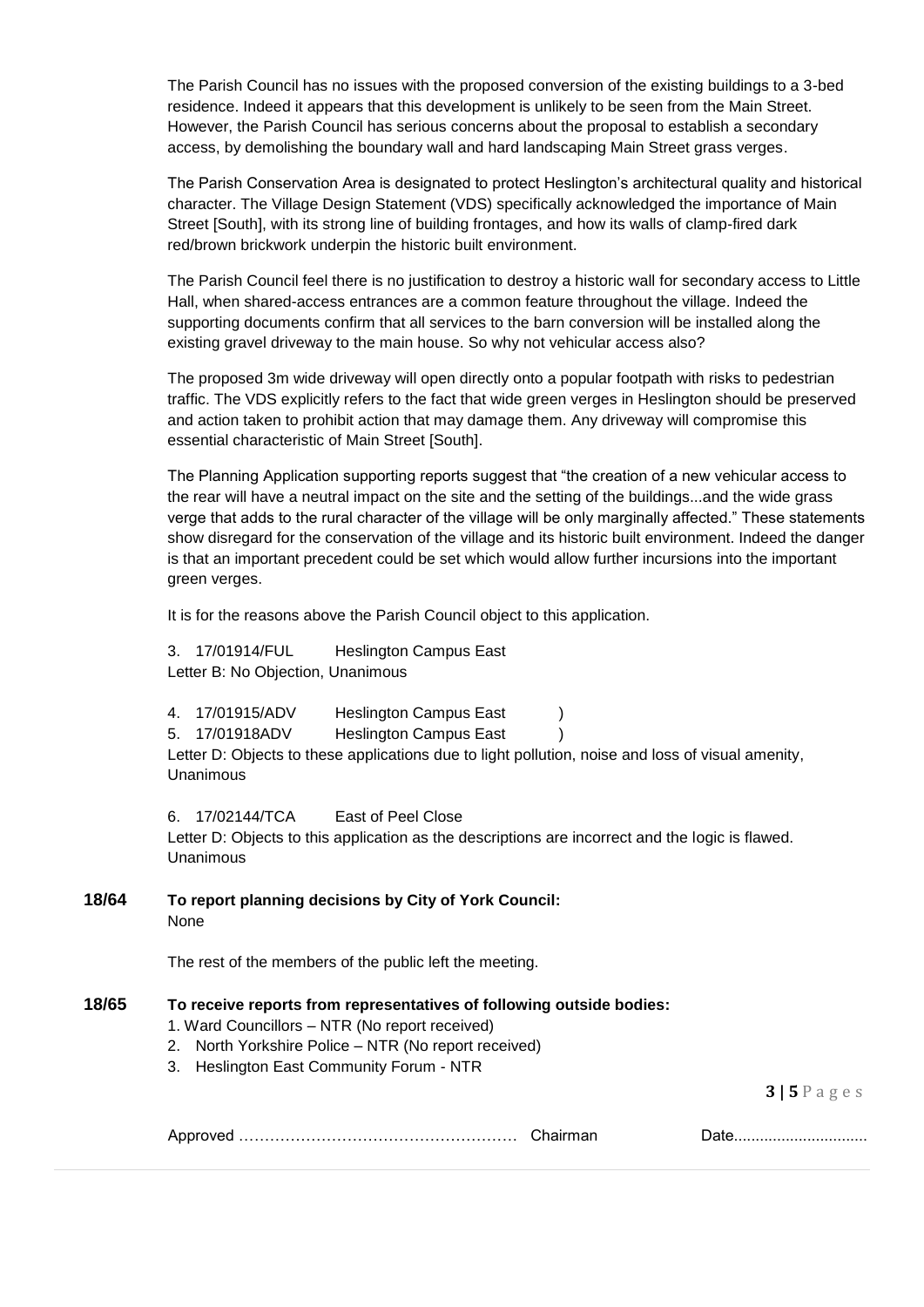The Parish Council has no issues with the proposed conversion of the existing buildings to a 3-bed residence. Indeed it appears that this development is unlikely to be seen from the Main Street. However, the Parish Council has serious concerns about the proposal to establish a secondary access, by demolishing the boundary wall and hard landscaping Main Street grass verges.

The Parish Conservation Area is designated to protect Heslington's architectural quality and historical character. The Village Design Statement (VDS) specifically acknowledged the importance of Main Street [South], with its strong line of building frontages, and how its walls of clamp-fired dark red/brown brickwork underpin the historic built environment.

The Parish Council feel there is no justification to destroy a historic wall for secondary access to Little Hall, when shared-access entrances are a common feature throughout the village. Indeed the supporting documents confirm that all services to the barn conversion will be installed along the existing gravel driveway to the main house. So why not vehicular access also?

The proposed 3m wide driveway will open directly onto a popular footpath with risks to pedestrian traffic. The VDS explicitly refers to the fact that wide green verges in Heslington should be preserved and action taken to prohibit action that may damage them. Any driveway will compromise this essential characteristic of Main Street [South].

The Planning Application supporting reports suggest that "the creation of a new vehicular access to the rear will have a neutral impact on the site and the setting of the buildings...and the wide grass verge that adds to the rural character of the village will be only marginally affected." These statements show disregard for the conservation of the village and its historic built environment. Indeed the danger is that an important precedent could be set which would allow further incursions into the important green verges.

It is for the reasons above the Parish Council object to this application.

3. 17/01914/FUL Heslington Campus East
Letter B: No Objection, Unanimous

4. 17/01915/ADV Heslington Campus East )
5. 17/01918ADV Heslington Campus East )
Letter D: Objects to these applications due to light pollution, noise and loss of visual amenity, Unanimous

6. 17/02144/TCA East of Peel Close
Letter D: Objects to this application as the descriptions are incorrect and the logic is flawed. Unanimous

**18/64 To report planning decisions by City of York Council:**
None

The rest of the members of the public left the meeting.

**18/65 To receive reports from representatives of following outside bodies:**

1. Ward Councillors – NTR (No report received)
2. North Yorkshire Police – NTR (No report received)
3. Heslington East Community Forum - NTR

Approved …………………………………………… Chairman Date...............................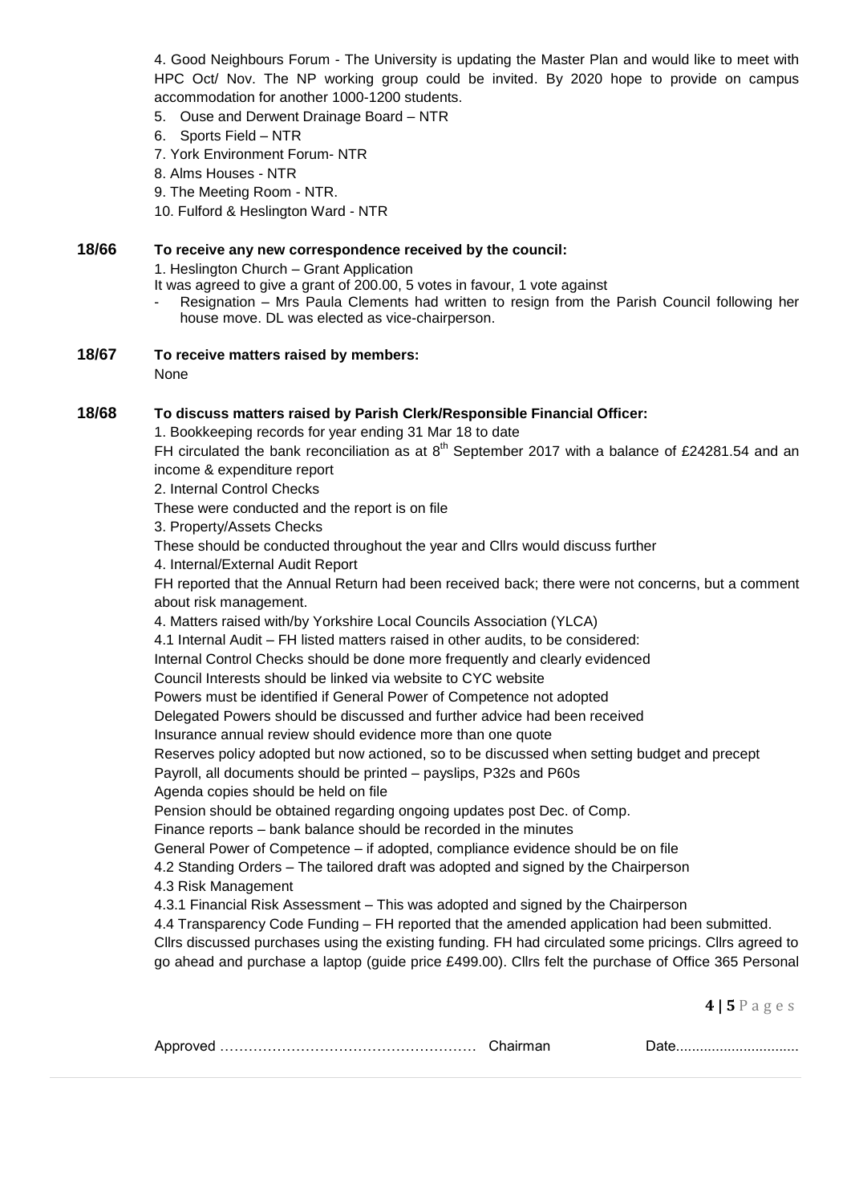4. Good Neighbours Forum - The University is updating the Master Plan and would like to meet with HPC Oct/ Nov. The NP working group could be invited. By 2020 hope to provide on campus accommodation for another 1000-1200 students.

5. Ouse and Derwent Drainage Board – NTR
6. Sports Field – NTR
7. York Environment Forum- NTR
8. Alms Houses - NTR
9. The Meeting Room - NTR.
10. Fulford & Heslington Ward - NTR

**18/66 To receive any new correspondence received by the council:**

1. Heslington Church – Grant Application

It was agreed to give a grant of 200.00, 5 votes in favour, 1 vote against

- Resignation – Mrs Paula Clements had written to resign from the Parish Council following her house move. DL was elected as vice-chairperson.

**18/67 To receive matters raised by members:**

None

**18/68 To discuss matters raised by Parish Clerk/Responsible Financial Officer:**

1. Bookkeeping records for year ending 31 Mar 18 to date

FH circulated the bank reconciliation as at 8th September 2017 with a balance of £24281.54 and an income & expenditure report

2. Internal Control Checks

These were conducted and the report is on file

3. Property/Assets Checks

These should be conducted throughout the year and Cllrs would discuss further

4. Internal/External Audit Report

FH reported that the Annual Return had been received back; there were not concerns, but a comment about risk management.

4. Matters raised with/by Yorkshire Local Councils Association (YLCA)

4.1 Internal Audit – FH listed matters raised in other audits, to be considered:

Internal Control Checks should be done more frequently and clearly evidenced

Council Interests should be linked via website to CYC website

Powers must be identified if General Power of Competence not adopted

Delegated Powers should be discussed and further advice had been received

Insurance annual review should evidence more than one quote

Reserves policy adopted but now actioned, so to be discussed when setting budget and precept

Payroll, all documents should be printed – payslips, P32s and P60s

Agenda copies should be held on file

Pension should be obtained regarding ongoing updates post Dec. of Comp.

Finance reports – bank balance should be recorded in the minutes

General Power of Competence – if adopted, compliance evidence should be on file

4.2 Standing Orders – The tailored draft was adopted and signed by the Chairperson

4.3 Risk Management

4.3.1 Financial Risk Assessment – This was adopted and signed by the Chairperson

4.4 Transparency Code Funding – FH reported that the amended application had been submitted.

Cllrs discussed purchases using the existing funding. FH had circulated some pricings. Cllrs agreed to go ahead and purchase a laptop (guide price £499.00). Cllrs felt the purchase of Office 365 Personal

Approved ……………………………………………… Chairman Date..............................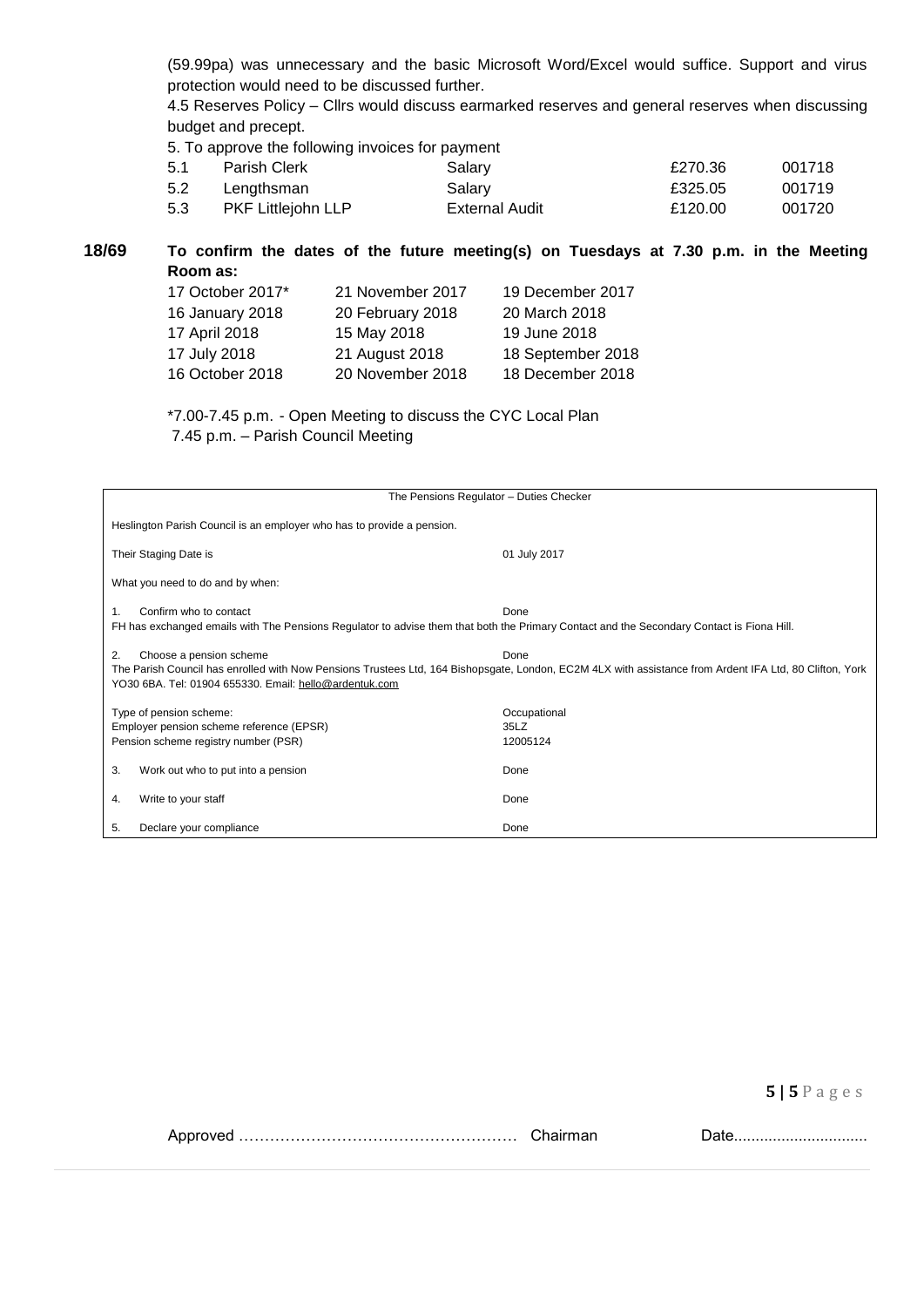(59.99pa) was unnecessary and the basic Microsoft Word/Excel would suffice. Support and virus protection would need to be discussed further.

4.5 Reserves Policy – Cllrs would discuss earmarked reserves and general reserves when discussing budget and precept.

5. To approve the following invoices for payment

| | | | | |
|---|---|---|---|---|
| 5.1 | Parish Clerk | Salary | £270.36 | 001718 |
| 5.2 | Lengthsman | Salary | £325.05 | 001719 |
| 5.3 | PKF Littlejohn LLP | External Audit | £120.00 | 001720 |

**18/69 To confirm the dates of the future meeting(s) on Tuesdays at 7.30 p.m. in the Meeting Room as:**

| | | |
|---|---|---|
| 17 October 2017* | 21 November 2017 | 19 December 2017 |
| 16 January 2018 | 20 February 2018 | 20 March 2018 |
| 17 April 2018 | 15 May 2018 | 19 June 2018 |
| 17 July 2018 | 21 August 2018 | 18 September 2018 |
| 16 October 2018 | 20 November 2018 | 18 December 2018 |

*7.00-7.45 p.m. - Open Meeting to discuss the CYC Local Plan
7.45 p.m. – Parish Council Meeting

The Pensions Regulator – Duties Checker

Heslington Parish Council is an employer who has to provide a pension.

| | |
|---|---|
| Their Staging Date is | 01 July 2017 |

What you need to do and by when:

| | |
|---|---|
| 1. Confirm who to contact | Done |

FH has exchanged emails with The Pensions Regulator to advise them that both the Primary Contact and the Secondary Contact is Fiona Hill.

| | |
|---|---|
| 2. Choose a pension scheme | Done |

The Parish Council has enrolled with Now Pensions Trustees Ltd, 164 Bishopsgate, London, EC2M 4LX with assistance from Ardent IFA Ltd, 80 Clifton, York YO30 6BA. Tel: 01904 655330. Email: hello@ardentuk.com

| | |
|---|---|
| Type of pension scheme: | Occupational |
| Employer pension scheme reference (EPSR) | 35LZ |
| Pension scheme registry number (PSR) | 12005124 |
| 3. Work out who to put into a pension | Done |
| 4. Write to your staff | Done |
| 5. Declare your compliance | Done |

Approved …………………………………………… Chairman Date..............................